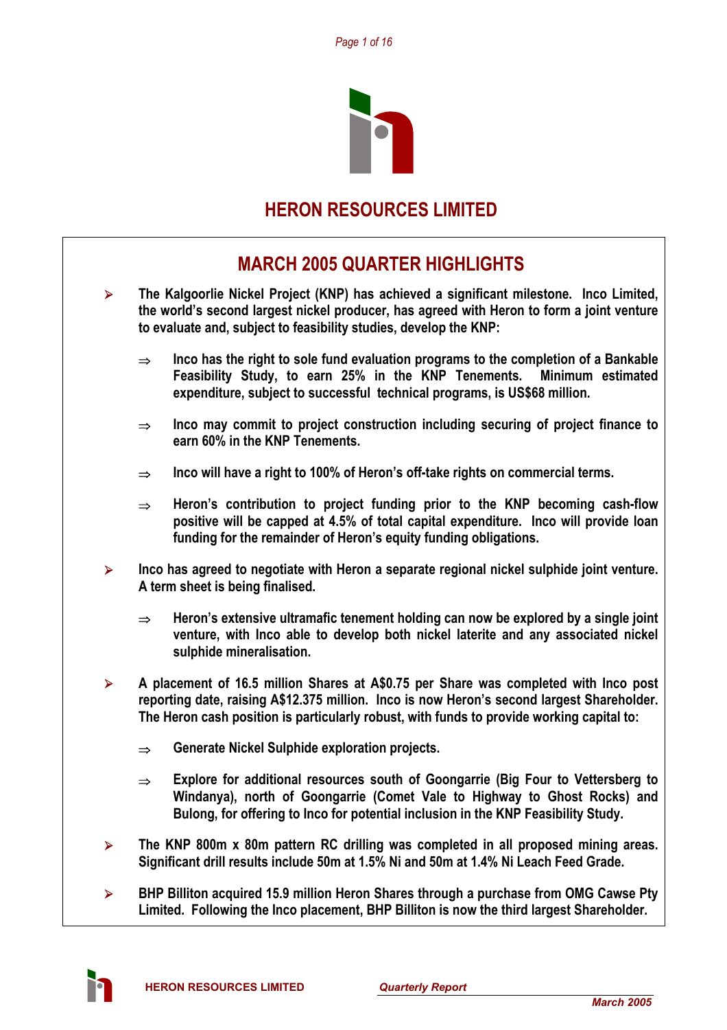# HERON RESOURCES LIMITED

## MARCH 2005 QUARTER HIGHLIGHTS

- **The Kalgoorlie Nickel Project (KNP) has achieved a significant milestone. Inco Limited, the world's second largest nickel producer, has agreed with Heron to form a joint venture to evaluate and, subject to feasibility studies, develop the KNP:**
  - ⇒ **Inco has the right to sole fund evaluation programs to the completion of a Bankable Feasibility Study, to earn 25% in the KNP Tenements. Minimum estimated expenditure, subject to successful technical programs, is US$68 million.**
  - ⇒ **Inco may commit to project construction including securing of project finance to earn 60% in the KNP Tenements.**
  - ⇒ **Inco will have a right to 100% of Heron's off-take rights on commercial terms.**
  - ⇒ **Heron's contribution to project funding prior to the KNP becoming cash-flow positive will be capped at 4.5% of total capital expenditure. Inco will provide loan funding for the remainder of Heron's equity funding obligations.**
- **Inco has agreed to negotiate with Heron a separate regional nickel sulphide joint venture. A term sheet is being finalised.**
  - ⇒ **Heron's extensive ultramafic tenement holding can now be explored by a single joint venture, with Inco able to develop both nickel laterite and any associated nickel sulphide mineralisation.**
- **A placement of 16.5 million Shares at A$0.75 per Share was completed with Inco post reporting date, raising A$12.375 million. Inco is now Heron's second largest Shareholder. The Heron cash position is particularly robust, with funds to provide working capital to:**
  - ⇒ **Generate Nickel Sulphide exploration projects.**
  - ⇒ **Explore for additional resources south of Goongarrie (Big Four to Vettersberg to Windanya), north of Goongarrie (Comet Vale to Highway to Ghost Rocks) and Bulong, for offering to Inco for potential inclusion in the KNP Feasibility Study.**
- **The KNP 800m x 80m pattern RC drilling was completed in all proposed mining areas. Significant drill results include 50m at 1.5% Ni and 50m at 1.4% Ni Leach Feed Grade.**
- **BHP Billiton acquired 15.9 million Heron Shares through a purchase from OMG Cawse Pty Limited. Following the Inco placement, BHP Billiton is now the third largest Shareholder.**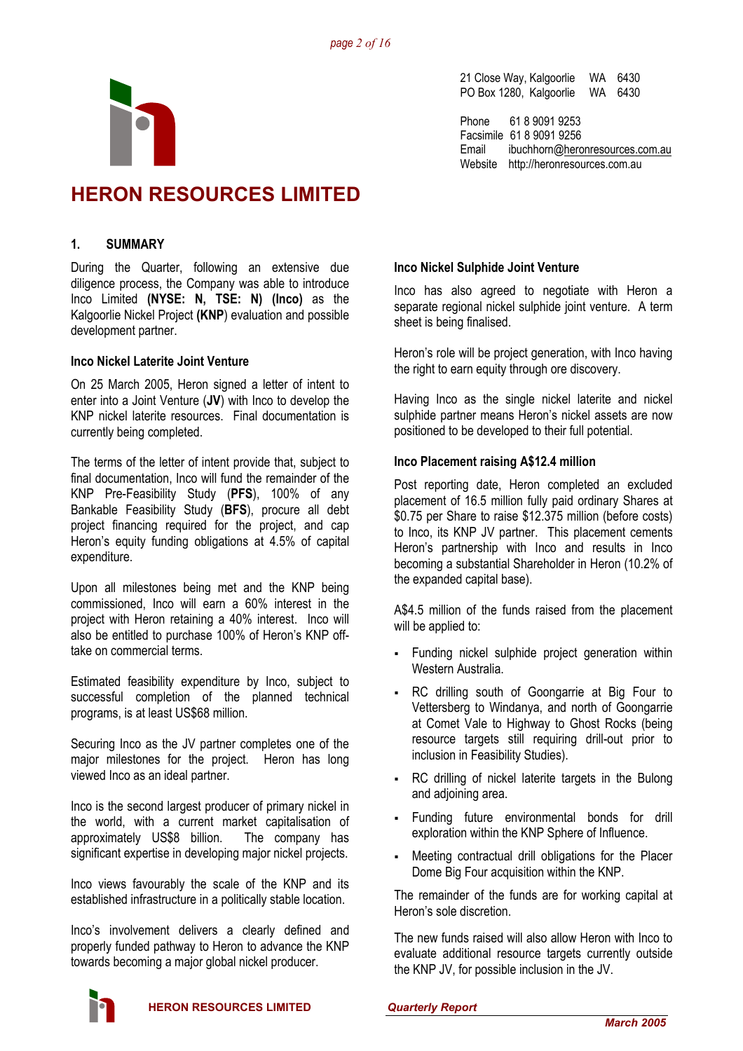21 Close Way, Kalgoorlie WA 6430
PO Box 1280, Kalgoorlie WA 6430

Phone 61 8 9091 9253
Facsimile 61 8 9091 9256
Email ibuchhorn@heronresources.com.au
Website http://heronresources.com.au

# HERON RESOURCES LIMITED

## 1. SUMMARY

During the Quarter, following an extensive due diligence process, the Company was able to introduce Inco Limited **(NYSE: N, TSE: N) (Inco)** as the Kalgoorlie Nickel Project **(KNP**) evaluation and possible development partner.

### Inco Nickel Laterite Joint Venture

On 25 March 2005, Heron signed a letter of intent to enter into a Joint Venture (**JV**) with Inco to develop the KNP nickel laterite resources. Final documentation is currently being completed.

The terms of the letter of intent provide that, subject to final documentation, Inco will fund the remainder of the KNP Pre-Feasibility Study (**PFS**), 100% of any Bankable Feasibility Study (**BFS**), procure all debt project financing required for the project, and cap Heron's equity funding obligations at 4.5% of capital expenditure.

Upon all milestones being met and the KNP being commissioned, Inco will earn a 60% interest in the project with Heron retaining a 40% interest. Inco will also be entitled to purchase 100% of Heron's KNP off-take on commercial terms.

Estimated feasibility expenditure by Inco, subject to successful completion of the planned technical programs, is at least US$68 million.

Securing Inco as the JV partner completes one of the major milestones for the project. Heron has long viewed Inco as an ideal partner.

Inco is the second largest producer of primary nickel in the world, with a current market capitalisation of approximately US$8 billion. The company has significant expertise in developing major nickel projects.

Inco views favourably the scale of the KNP and its established infrastructure in a politically stable location.

Inco's involvement delivers a clearly defined and properly funded pathway to Heron to advance the KNP towards becoming a major global nickel producer.

### Inco Nickel Sulphide Joint Venture

Inco has also agreed to negotiate with Heron a separate regional nickel sulphide joint venture. A term sheet is being finalised.

Heron's role will be project generation, with Inco having the right to earn equity through ore discovery.

Having Inco as the single nickel laterite and nickel sulphide partner means Heron's nickel assets are now positioned to be developed to their full potential.

### Inco Placement raising A$12.4 million

Post reporting date, Heron completed an excluded placement of 16.5 million fully paid ordinary Shares at $0.75 per Share to raise $12.375 million (before costs) to Inco, its KNP JV partner. This placement cements Heron's partnership with Inco and results in Inco becoming a substantial Shareholder in Heron (10.2% of the expanded capital base).

A$4.5 million of the funds raised from the placement will be applied to:

- Funding nickel sulphide project generation within Western Australia.
- RC drilling south of Goongarrie at Big Four to Vettersberg to Windanya, and north of Goongarrie at Comet Vale to Highway to Ghost Rocks (being resource targets still requiring drill-out prior to inclusion in Feasibility Studies).
- RC drilling of nickel laterite targets in the Bulong and adjoining area.
- Funding future environmental bonds for drill exploration within the KNP Sphere of Influence.
- Meeting contractual drill obligations for the Placer Dome Big Four acquisition within the KNP.

The remainder of the funds are for working capital at Heron's sole discretion.

The new funds raised will also allow Heron with Inco to evaluate additional resource targets currently outside the KNP JV, for possible inclusion in the JV.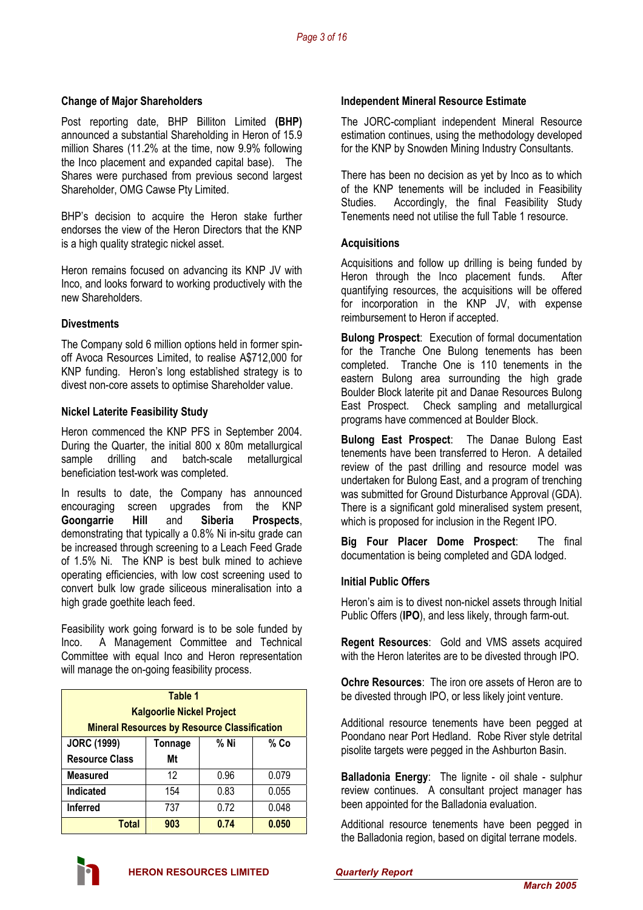### Change of Major Shareholders

Post reporting date, BHP Billiton Limited **(BHP)** announced a substantial Shareholding in Heron of 15.9 million Shares (11.2% at the time, now 9.9% following the Inco placement and expanded capital base). The Shares were purchased from previous second largest Shareholder, OMG Cawse Pty Limited.

BHP's decision to acquire the Heron stake further endorses the view of the Heron Directors that the KNP is a high quality strategic nickel asset.

Heron remains focused on advancing its KNP JV with Inco, and looks forward to working productively with the new Shareholders.

### Divestments

The Company sold 6 million options held in former spin-off Avoca Resources Limited, to realise A$712,000 for KNP funding. Heron's long established strategy is to divest non-core assets to optimise Shareholder value.

### Nickel Laterite Feasibility Study

Heron commenced the KNP PFS in September 2004. During the Quarter, the initial 800 x 80m metallurgical sample drilling and batch-scale metallurgical beneficiation test-work was completed.

In results to date, the Company has announced encouraging screen upgrades from the KNP **Goongarrie Hill** and **Siberia Prospects**, demonstrating that typically a 0.8% Ni in-situ grade can be increased through screening to a Leach Feed Grade of 1.5% Ni. The KNP is best bulk mined to achieve operating efficiencies, with low cost screening used to convert bulk low grade siliceous mineralisation into a high grade goethite leach feed.

Feasibility work going forward is to be sole funded by Inco. A Management Committee and Technical Committee with equal Inco and Heron representation will manage the on-going feasibility process.

**Table 1**
**Kalgoorlie Nickel Project**
**Mineral Resources by Resource Classification**

| JORC (1999) Resource Class | Tonnage Mt | % Ni | % Co |
|---|---|---|---|
| Measured | 12 | 0.96 | 0.079 |
| Indicated | 154 | 0.83 | 0.055 |
| Inferred | 737 | 0.72 | 0.048 |
| **Total** | **903** | **0.74** | **0.050** |

### Independent Mineral Resource Estimate

The JORC-compliant independent Mineral Resource estimation continues, using the methodology developed for the KNP by Snowden Mining Industry Consultants.

There has been no decision as yet by Inco as to which of the KNP tenements will be included in Feasibility Studies. Accordingly, the final Feasibility Study Tenements need not utilise the full Table 1 resource.

### Acquisitions

Acquisitions and follow up drilling is being funded by Heron through the Inco placement funds. After quantifying resources, the acquisitions will be offered for incorporation in the KNP JV, with expense reimbursement to Heron if accepted.

**Bulong Prospect**: Execution of formal documentation for the Tranche One Bulong tenements has been completed. Tranche One is 110 tenements in the eastern Bulong area surrounding the high grade Boulder Block laterite pit and Danae Resources Bulong East Prospect. Check sampling and metallurgical programs have commenced at Boulder Block.

**Bulong East Prospect**: The Danae Bulong East tenements have been transferred to Heron. A detailed review of the past drilling and resource model was undertaken for Bulong East, and a program of trenching was submitted for Ground Disturbance Approval (GDA). There is a significant gold mineralised system present, which is proposed for inclusion in the Regent IPO.

**Big Four Placer Dome Prospect**: The final documentation is being completed and GDA lodged.

### Initial Public Offers

Heron's aim is to divest non-nickel assets through Initial Public Offers (**IPO**), and less likely, through farm-out.

**Regent Resources**: Gold and VMS assets acquired with the Heron laterites are to be divested through IPO.

**Ochre Resources**: The iron ore assets of Heron are to be divested through IPO, or less likely joint venture.

Additional resource tenements have been pegged at Poondano near Port Hedland. Robe River style detrital pisolite targets were pegged in the Ashburton Basin.

**Balladonia Energy**: The lignite - oil shale - sulphur review continues. A consultant project manager has been appointed for the Balladonia evaluation.

Additional resource tenements have been pegged in the Balladonia region, based on digital terrane models.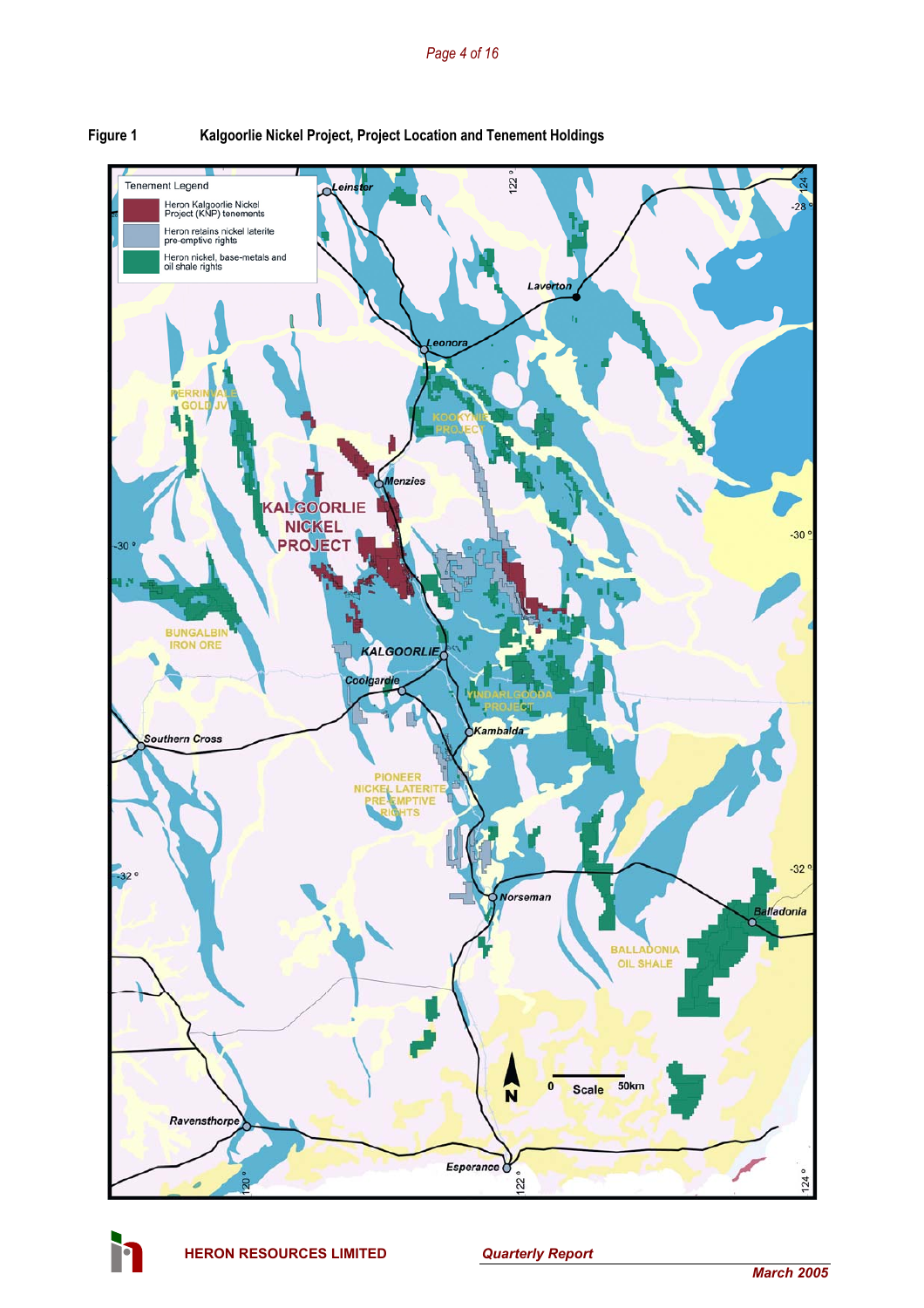**Figure 1 Kalgoorlie Nickel Project, Project Location and Tenement Holdings**

Tenement Legend

- Heron Kalgoorlie Nickel Project (KNP) tenements
- Heron retains nickel laterite pre-emptive rights
- Heron nickel, base-metals and oil shale rights

Leinster, Laverton, Leonora, PERRINVALE GOLD JV, KOOKYNIE PROJECT, Menzies, KALGOORLIE NICKEL PROJECT, BUNGALBIN IRON ORE, KALGOORLIE, Coolgardie, YINDARLGOODA PROJECT, Kambalda, Southern Cross, PIONEER NICKEL LATERITE PRE-EMPTIVE RIGHTS, Norseman, Balladonia, BALLADONIA OIL SHALE, Ravensthorpe, Esperance

Scale 0 – 50km

120°, 122°, 124°, -28°, -30°, -32°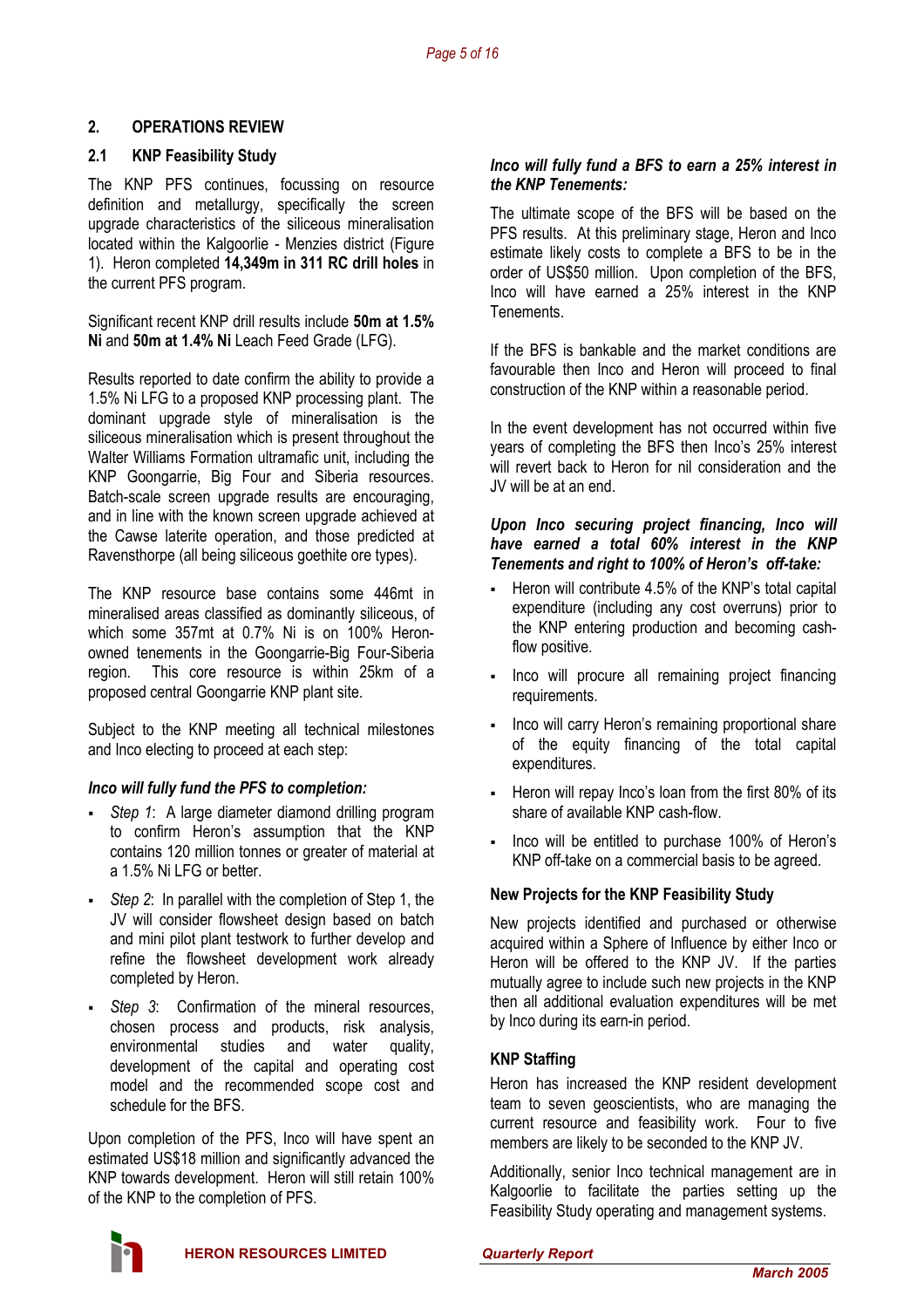## 2. OPERATIONS REVIEW

### 2.1 KNP Feasibility Study

The KNP PFS continues, focussing on resource definition and metallurgy, specifically the screen upgrade characteristics of the siliceous mineralisation located within the Kalgoorlie - Menzies district (Figure 1). Heron completed **14,349m in 311 RC drill holes** in the current PFS program.

Significant recent KNP drill results include **50m at 1.5% Ni** and **50m at 1.4% Ni** Leach Feed Grade (LFG).

Results reported to date confirm the ability to provide a 1.5% Ni LFG to a proposed KNP processing plant. The dominant upgrade style of mineralisation is the siliceous mineralisation which is present throughout the Walter Williams Formation ultramafic unit, including the KNP Goongarrie, Big Four and Siberia resources. Batch-scale screen upgrade results are encouraging, and in line with the known screen upgrade achieved at the Cawse laterite operation, and those predicted at Ravensthorpe (all being siliceous goethite ore types).

The KNP resource base contains some 446mt in mineralised areas classified as dominantly siliceous, of which some 357mt at 0.7% Ni is on 100% Heron-owned tenements in the Goongarrie-Big Four-Siberia region. This core resource is within 25km of a proposed central Goongarrie KNP plant site.

Subject to the KNP meeting all technical milestones and Inco electing to proceed at each step:

***Inco will fully fund the PFS to completion:***

- *Step 1*: A large diameter diamond drilling program to confirm Heron's assumption that the KNP contains 120 million tonnes or greater of material at a 1.5% Ni LFG or better.
- *Step 2*: In parallel with the completion of Step 1, the JV will consider flowsheet design based on batch and mini pilot plant testwork to further develop and refine the flowsheet development work already completed by Heron.
- *Step 3*: Confirmation of the mineral resources, chosen process and products, risk analysis, environmental studies and water quality, development of the capital and operating cost model and the recommended scope cost and schedule for the BFS.

Upon completion of the PFS, Inco will have spent an estimated US$18 million and significantly advanced the KNP towards development. Heron will still retain 100% of the KNP to the completion of PFS.

***Inco will fully fund a BFS to earn a 25% interest in the KNP Tenements:***

The ultimate scope of the BFS will be based on the PFS results. At this preliminary stage, Heron and Inco estimate likely costs to complete a BFS to be in the order of US$50 million. Upon completion of the BFS, Inco will have earned a 25% interest in the KNP Tenements.

If the BFS is bankable and the market conditions are favourable then Inco and Heron will proceed to final construction of the KNP within a reasonable period.

In the event development has not occurred within five years of completing the BFS then Inco's 25% interest will revert back to Heron for nil consideration and the JV will be at an end.

***Upon Inco securing project financing, Inco will have earned a total 60% interest in the KNP Tenements and right to 100% of Heron's off-take:***

- Heron will contribute 4.5% of the KNP's total capital expenditure (including any cost overruns) prior to the KNP entering production and becoming cash-flow positive.
- Inco will procure all remaining project financing requirements.
- Inco will carry Heron's remaining proportional share of the equity financing of the total capital expenditures.
- Heron will repay Inco's loan from the first 80% of its share of available KNP cash-flow.
- Inco will be entitled to purchase 100% of Heron's KNP off-take on a commercial basis to be agreed.

#### New Projects for the KNP Feasibility Study

New projects identified and purchased or otherwise acquired within a Sphere of Influence by either Inco or Heron will be offered to the KNP JV. If the parties mutually agree to include such new projects in the KNP then all additional evaluation expenditures will be met by Inco during its earn-in period.

#### KNP Staffing

Heron has increased the KNP resident development team to seven geoscientists, who are managing the current resource and feasibility work. Four to five members are likely to be seconded to the KNP JV.

Additionally, senior Inco technical management are in Kalgoorlie to facilitate the parties setting up the Feasibility Study operating and management systems.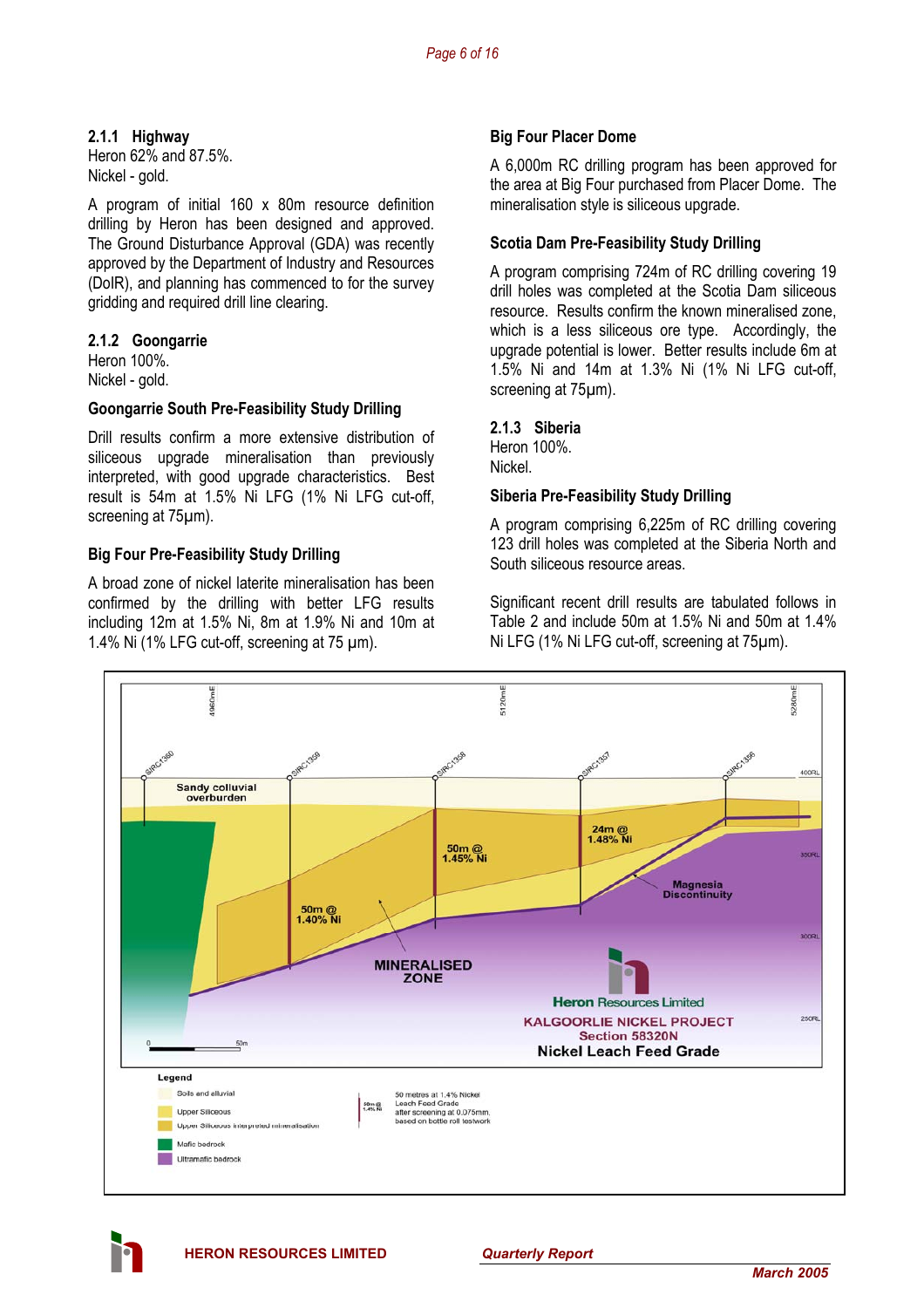### 2.1.1 Highway

Heron 62% and 87.5%.
Nickel - gold.

A program of initial 160 x 80m resource definition drilling by Heron has been designed and approved. The Ground Disturbance Approval (GDA) was recently approved by the Department of Industry and Resources (DoIR), and planning has commenced to for the survey gridding and required drill line clearing.

### 2.1.2 Goongarrie

Heron 100%.
Nickel - gold.

#### Goongarrie South Pre-Feasibility Study Drilling

Drill results confirm a more extensive distribution of siliceous upgrade mineralisation than previously interpreted, with good upgrade characteristics. Best result is 54m at 1.5% Ni LFG (1% Ni LFG cut-off, screening at 75μm).

#### Big Four Pre-Feasibility Study Drilling

A broad zone of nickel laterite mineralisation has been confirmed by the drilling with better LFG results including 12m at 1.5% Ni, 8m at 1.9% Ni and 10m at 1.4% Ni (1% LFG cut-off, screening at 75 μm).

#### Big Four Placer Dome

A 6,000m RC drilling program has been approved for the area at Big Four purchased from Placer Dome. The mineralisation style is siliceous upgrade.

#### Scotia Dam Pre-Feasibility Study Drilling

A program comprising 724m of RC drilling covering 19 drill holes was completed at the Scotia Dam siliceous resource. Results confirm the known mineralised zone, which is a less siliceous ore type. Accordingly, the upgrade potential is lower. Better results include 6m at 1.5% Ni and 14m at 1.3% Ni (1% Ni LFG cut-off, screening at 75μm).

### 2.1.3 Siberia

Heron 100%.
Nickel.

#### Siberia Pre-Feasibility Study Drilling

A program comprising 6,225m of RC drilling covering 123 drill holes was completed at the Siberia North and South siliceous resource areas.

Significant recent drill results are tabulated follows in Table 2 and include 50m at 1.5% Ni and 50m at 1.4% Ni LFG (1% Ni LFG cut-off, screening at 75μm).

Heron Resources Limited
KALGOORLIE NICKEL PROJECT
Section 58320N
Nickel Leach Feed Grade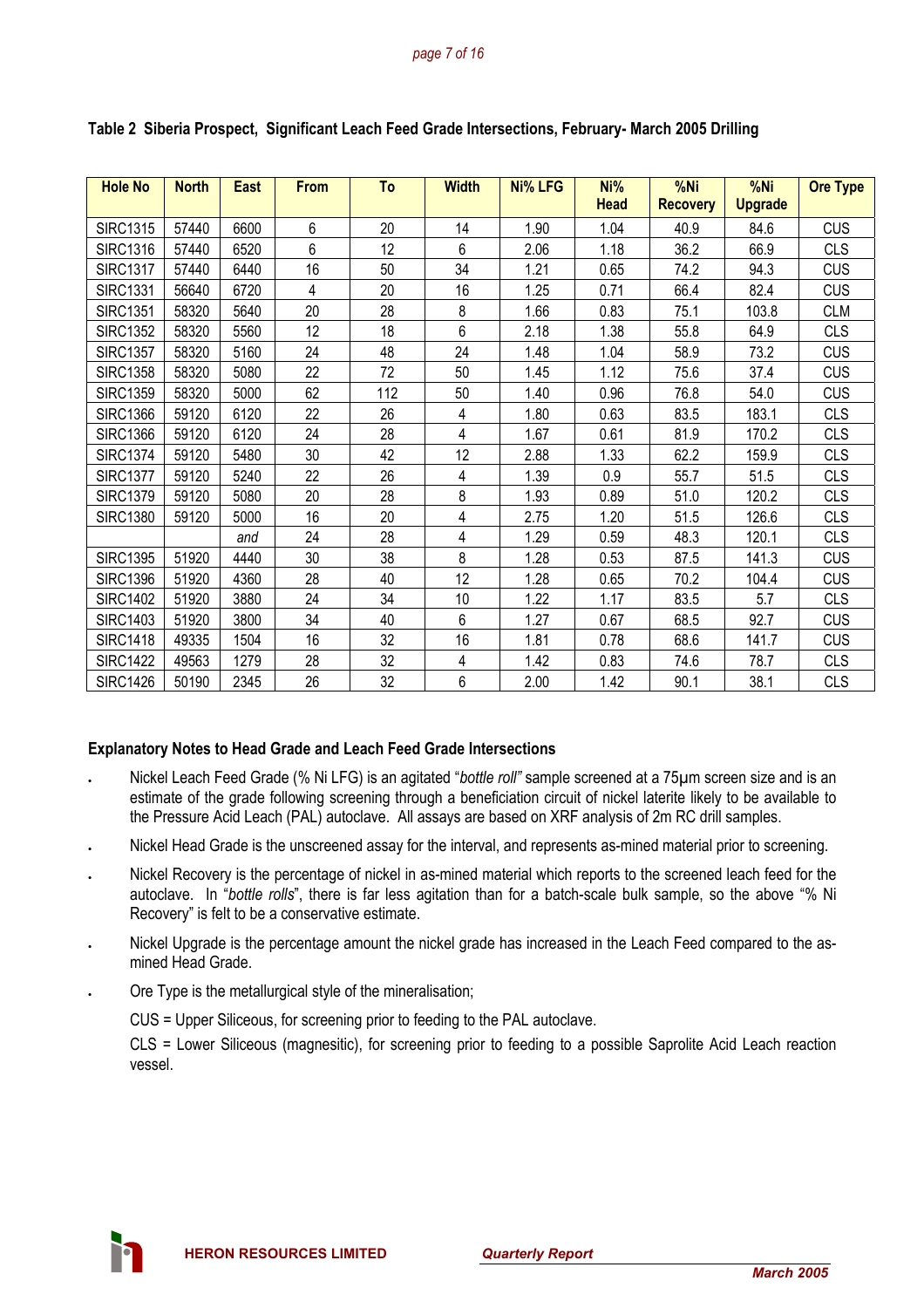## Table 2 Siberia Prospect, Significant Leach Feed Grade Intersections, February- March 2005 Drilling

| Hole No | North | East | From | To | Width | Ni% LFG | Ni% Head | %Ni Recovery | %Ni Upgrade | Ore Type |
|---|---|---|---|---|---|---|---|---|---|---|
| SIRC1315 | 57440 | 6600 | 6 | 20 | 14 | 1.90 | 1.04 | 40.9 | 84.6 | CUS |
| SIRC1316 | 57440 | 6520 | 6 | 12 | 6 | 2.06 | 1.18 | 36.2 | 66.9 | CLS |
| SIRC1317 | 57440 | 6440 | 16 | 50 | 34 | 1.21 | 0.65 | 74.2 | 94.3 | CUS |
| SIRC1331 | 56640 | 6720 | 4 | 20 | 16 | 1.25 | 0.71 | 66.4 | 82.4 | CUS |
| SIRC1351 | 58320 | 5640 | 20 | 28 | 8 | 1.66 | 0.83 | 75.1 | 103.8 | CLM |
| SIRC1352 | 58320 | 5560 | 12 | 18 | 6 | 2.18 | 1.38 | 55.8 | 64.9 | CLS |
| SIRC1357 | 58320 | 5160 | 24 | 48 | 24 | 1.48 | 1.04 | 58.9 | 73.2 | CUS |
| SIRC1358 | 58320 | 5080 | 22 | 72 | 50 | 1.45 | 1.12 | 75.6 | 37.4 | CUS |
| SIRC1359 | 58320 | 5000 | 62 | 112 | 50 | 1.40 | 0.96 | 76.8 | 54.0 | CUS |
| SIRC1366 | 59120 | 6120 | 22 | 26 | 4 | 1.80 | 0.63 | 83.5 | 183.1 | CLS |
| SIRC1366 | 59120 | 6120 | 24 | 28 | 4 | 1.67 | 0.61 | 81.9 | 170.2 | CLS |
| SIRC1374 | 59120 | 5480 | 30 | 42 | 12 | 2.88 | 1.33 | 62.2 | 159.9 | CLS |
| SIRC1377 | 59120 | 5240 | 22 | 26 | 4 | 1.39 | 0.9 | 55.7 | 51.5 | CLS |
| SIRC1379 | 59120 | 5080 | 20 | 28 | 8 | 1.93 | 0.89 | 51.0 | 120.2 | CLS |
| SIRC1380 | 59120 | 5000 | 16 | 20 | 4 | 2.75 | 1.20 | 51.5 | 126.6 | CLS |
| | | *and* | 24 | 28 | 4 | 1.29 | 0.59 | 48.3 | 120.1 | CLS |
| SIRC1395 | 51920 | 4440 | 30 | 38 | 8 | 1.28 | 0.53 | 87.5 | 141.3 | CUS |
| SIRC1396 | 51920 | 4360 | 28 | 40 | 12 | 1.28 | 0.65 | 70.2 | 104.4 | CUS |
| SIRC1402 | 51920 | 3880 | 24 | 34 | 10 | 1.22 | 1.17 | 83.5 | 5.7 | CLS |
| SIRC1403 | 51920 | 3800 | 34 | 40 | 6 | 1.27 | 0.67 | 68.5 | 92.7 | CUS |
| SIRC1418 | 49335 | 1504 | 16 | 32 | 16 | 1.81 | 0.78 | 68.6 | 141.7 | CUS |
| SIRC1422 | 49563 | 1279 | 28 | 32 | 4 | 1.42 | 0.83 | 74.6 | 78.7 | CLS |
| SIRC1426 | 50190 | 2345 | 26 | 32 | 6 | 2.00 | 1.42 | 90.1 | 38.1 | CLS |

### Explanatory Notes to Head Grade and Leach Feed Grade Intersections

- Nickel Leach Feed Grade (% Ni LFG) is an agitated "*bottle roll"* sample screened at a 75µm screen size and is an estimate of the grade following screening through a beneficiation circuit of nickel laterite likely to be available to the Pressure Acid Leach (PAL) autoclave. All assays are based on XRF analysis of 2m RC drill samples.
- Nickel Head Grade is the unscreened assay for the interval, and represents as-mined material prior to screening.
- Nickel Recovery is the percentage of nickel in as-mined material which reports to the screened leach feed for the autoclave. In "*bottle rolls*", there is far less agitation than for a batch-scale bulk sample, so the above "% Ni Recovery" is felt to be a conservative estimate.
- Nickel Upgrade is the percentage amount the nickel grade has increased in the Leach Feed compared to the as-mined Head Grade.
- Ore Type is the metallurgical style of the mineralisation;

  CUS = Upper Siliceous, for screening prior to feeding to the PAL autoclave.

  CLS = Lower Siliceous (magnesitic), for screening prior to feeding to a possible Saprolite Acid Leach reaction vessel.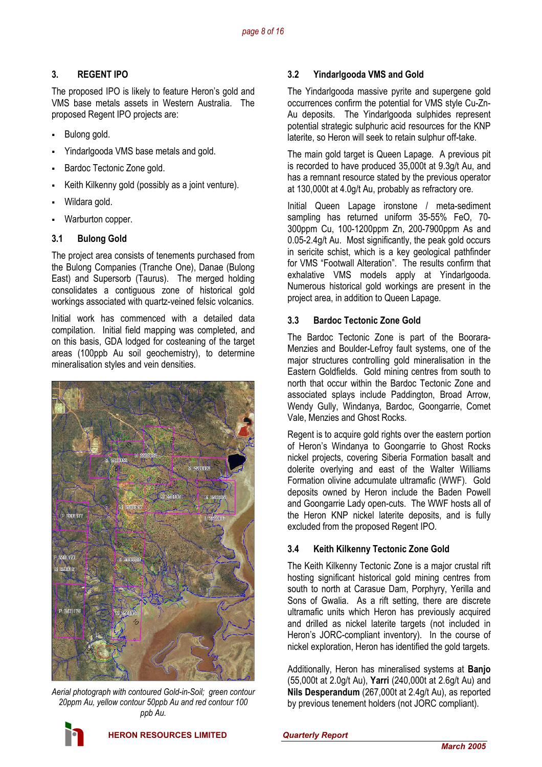## 3. REGENT IPO

The proposed IPO is likely to feature Heron's gold and VMS base metals assets in Western Australia. The proposed Regent IPO projects are:

- Bulong gold.
- Yindarlgooda VMS base metals and gold.
- Bardoc Tectonic Zone gold.
- Keith Kilkenny gold (possibly as a joint venture).
- Wildara gold.
- Warburton copper.

### 3.1 Bulong Gold

The project area consists of tenements purchased from the Bulong Companies (Tranche One), Danae (Bulong East) and Supersorb (Taurus). The merged holding consolidates a contiguous zone of historical gold workings associated with quartz-veined felsic volcanics.

Initial work has commenced with a detailed data compilation. Initial field mapping was completed, and on this basis, GDA lodged for costeaning of the target areas (100ppb Au soil geochemistry), to determine mineralisation styles and vein densities.

*Aerial photograph with contoured Gold-in-Soil; green contour 20ppm Au, yellow contour 50ppb Au and red contour 100 ppb Au.*

### 3.2 Yindarlgooda VMS and Gold

The Yindarlgooda massive pyrite and supergene gold occurrences confirm the potential for VMS style Cu-Zn-Au deposits. The Yindarlgooda sulphides represent potential strategic sulphuric acid resources for the KNP laterite, so Heron will seek to retain sulphur off-take.

The main gold target is Queen Lapage. A previous pit is recorded to have produced 35,000t at 9.3g/t Au, and has a remnant resource stated by the previous operator at 130,000t at 4.0g/t Au, probably as refractory ore.

Initial Queen Lapage ironstone / meta-sediment sampling has returned uniform 35-55% FeO, 70-300ppm Cu, 100-1200ppm Zn, 200-7900ppm As and 0.05-2.4g/t Au. Most significantly, the peak gold occurs in sericite schist, which is a key geological pathfinder for VMS "Footwall Alteration". The results confirm that exhalative VMS models apply at Yindarlgooda. Numerous historical gold workings are present in the project area, in addition to Queen Lapage.

### 3.3 Bardoc Tectonic Zone Gold

The Bardoc Tectonic Zone is part of the Boorara-Menzies and Boulder-Lefroy fault systems, one of the major structures controlling gold mineralisation in the Eastern Goldfields. Gold mining centres from south to north that occur within the Bardoc Tectonic Zone and associated splays include Paddington, Broad Arrow, Wendy Gully, Windanya, Bardoc, Goongarrie, Comet Vale, Menzies and Ghost Rocks.

Regent is to acquire gold rights over the eastern portion of Heron's Windanya to Goongarrie to Ghost Rocks nickel projects, covering Siberia Formation basalt and dolerite overlying and east of the Walter Williams Formation olivine accumulate ultramafic (WWF). Gold deposits owned by Heron include the Baden Powell and Goongarrie Lady open-cuts. The WWF hosts all of the Heron KNP nickel laterite deposits, and is fully excluded from the proposed Regent IPO.

### 3.4 Keith Kilkenny Tectonic Zone Gold

The Keith Kilkenny Tectonic Zone is a major crustal rift hosting significant historical gold mining centres from south to north at Carasue Dam, Porphyry, Yerilla and Sons of Gwalia. As a rift setting, there are discrete ultramafic units which Heron has previously acquired and drilled as nickel laterite targets (not included in Heron's JORC-compliant inventory). In the course of nickel exploration, Heron has identified the gold targets.

Additionally, Heron has mineralised systems at **Banjo** (55,000t at 2.0g/t Au), **Yarri** (240,000t at 2.6g/t Au) and **Nils Desperandum** (267,000t at 2.4g/t Au), as reported by previous tenement holders (not JORC compliant).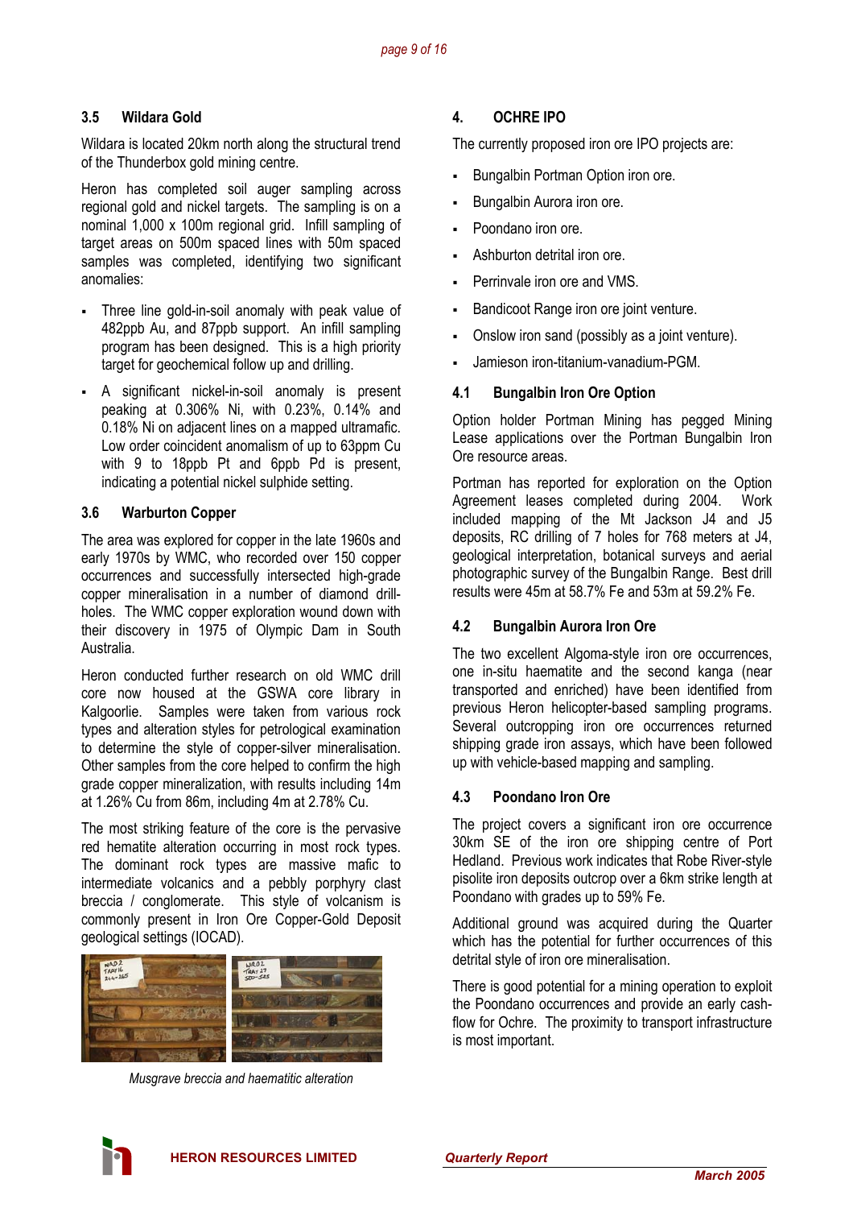### 3.5 Wildara Gold

Wildara is located 20km north along the structural trend of the Thunderbox gold mining centre.

Heron has completed soil auger sampling across regional gold and nickel targets. The sampling is on a nominal 1,000 x 100m regional grid. Infill sampling of target areas on 500m spaced lines with 50m spaced samples was completed, identifying two significant anomalies:

- Three line gold-in-soil anomaly with peak value of 482ppb Au, and 87ppb support. An infill sampling program has been designed. This is a high priority target for geochemical follow up and drilling.
- A significant nickel-in-soil anomaly is present peaking at 0.306% Ni, with 0.23%, 0.14% and 0.18% Ni on adjacent lines on a mapped ultramafic. Low order coincident anomalism of up to 63ppm Cu with 9 to 18ppb Pt and 6ppb Pd is present, indicating a potential nickel sulphide setting.

### 3.6 Warburton Copper

The area was explored for copper in the late 1960s and early 1970s by WMC, who recorded over 150 copper occurrences and successfully intersected high-grade copper mineralisation in a number of diamond drill-holes. The WMC copper exploration wound down with their discovery in 1975 of Olympic Dam in South Australia.

Heron conducted further research on old WMC drill core now housed at the GSWA core library in Kalgoorlie. Samples were taken from various rock types and alteration styles for petrological examination to determine the style of copper-silver mineralisation. Other samples from the core helped to confirm the high grade copper mineralization, with results including 14m at 1.26% Cu from 86m, including 4m at 2.78% Cu.

The most striking feature of the core is the pervasive red hematite alteration occurring in most rock types. The dominant rock types are massive mafic to intermediate volcanics and a pebbly porphyry clast breccia / conglomerate. This style of volcanism is commonly present in Iron Ore Copper-Gold Deposit geological settings (IOCAD).

*Musgrave breccia and haematitic alteration*

## 4. OCHRE IPO

The currently proposed iron ore IPO projects are:

- Bungalbin Portman Option iron ore.
- Bungalbin Aurora iron ore.
- Poondano iron ore.
- Ashburton detrital iron ore.
- Perrinvale iron ore and VMS.
- Bandicoot Range iron ore joint venture.
- Onslow iron sand (possibly as a joint venture).
- Jamieson iron-titanium-vanadium-PGM.

### 4.1 Bungalbin Iron Ore Option

Option holder Portman Mining has pegged Mining Lease applications over the Portman Bungalbin Iron Ore resource areas.

Portman has reported for exploration on the Option Agreement leases completed during 2004. Work included mapping of the Mt Jackson J4 and J5 deposits, RC drilling of 7 holes for 768 meters at J4, geological interpretation, botanical surveys and aerial photographic survey of the Bungalbin Range. Best drill results were 45m at 58.7% Fe and 53m at 59.2% Fe.

### 4.2 Bungalbin Aurora Iron Ore

The two excellent Algoma-style iron ore occurrences, one in-situ haematite and the second kanga (near transported and enriched) have been identified from previous Heron helicopter-based sampling programs. Several outcropping iron ore occurrences returned shipping grade iron assays, which have been followed up with vehicle-based mapping and sampling.

### 4.3 Poondano Iron Ore

The project covers a significant iron ore occurrence 30km SE of the iron ore shipping centre of Port Hedland. Previous work indicates that Robe River-style pisolite iron deposits outcrop over a 6km strike length at Poondano with grades up to 59% Fe.

Additional ground was acquired during the Quarter which has the potential for further occurrences of this detrital style of iron ore mineralisation.

There is good potential for a mining operation to exploit the Poondano occurrences and provide an early cash-flow for Ochre. The proximity to transport infrastructure is most important.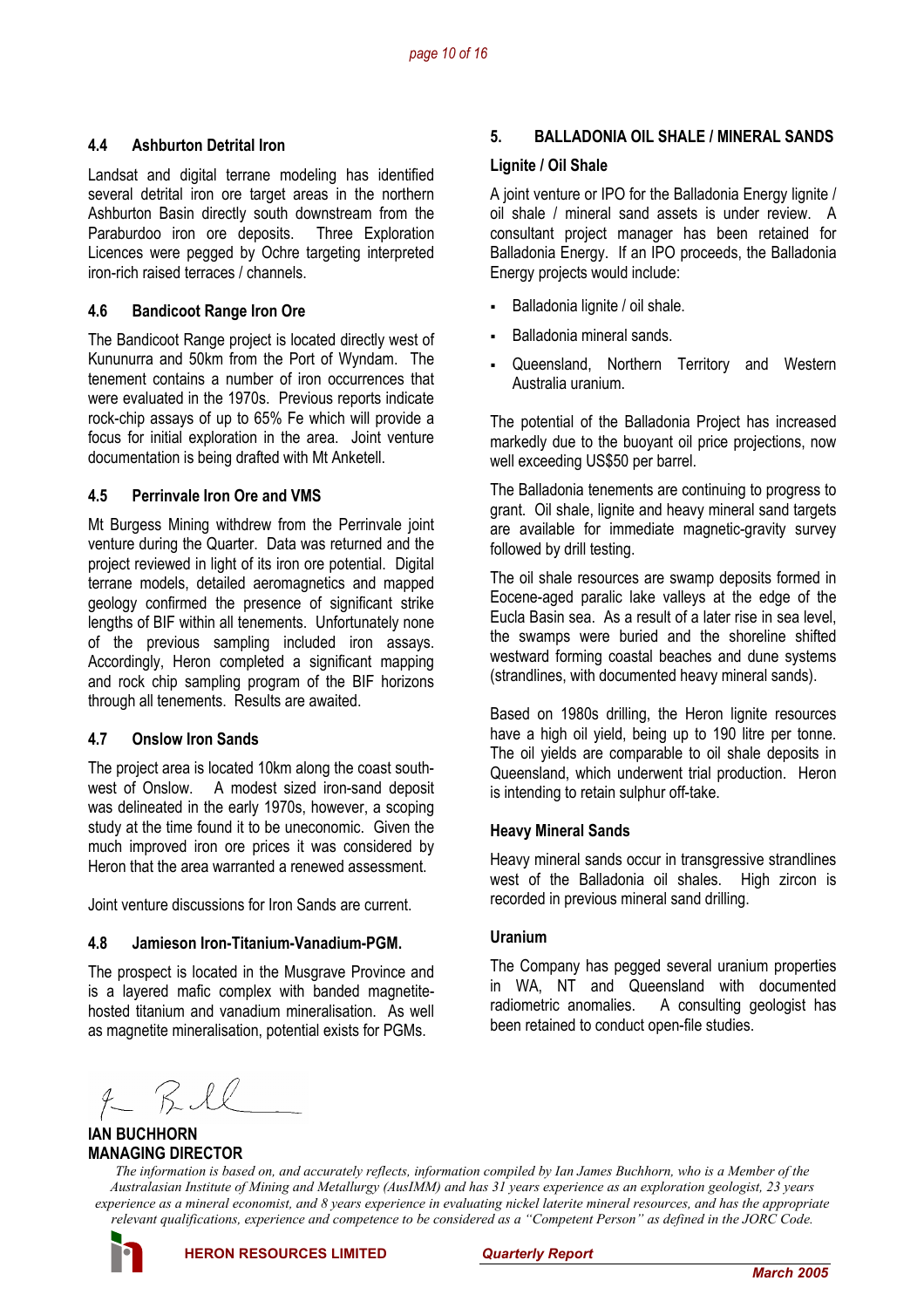### 4.4 Ashburton Detrital Iron

Landsat and digital terrane modeling has identified several detrital iron ore target areas in the northern Ashburton Basin directly south downstream from the Paraburdoo iron ore deposits. Three Exploration Licences were pegged by Ochre targeting interpreted iron-rich raised terraces / channels.

### 4.6 Bandicoot Range Iron Ore

The Bandicoot Range project is located directly west of Kununurra and 50km from the Port of Wyndam. The tenement contains a number of iron occurrences that were evaluated in the 1970s. Previous reports indicate rock-chip assays of up to 65% Fe which will provide a focus for initial exploration in the area. Joint venture documentation is being drafted with Mt Anketell.

### 4.5 Perrinvale Iron Ore and VMS

Mt Burgess Mining withdrew from the Perrinvale joint venture during the Quarter. Data was returned and the project reviewed in light of its iron ore potential. Digital terrane models, detailed aeromagnetics and mapped geology confirmed the presence of significant strike lengths of BIF within all tenements. Unfortunately none of the previous sampling included iron assays. Accordingly, Heron completed a significant mapping and rock chip sampling program of the BIF horizons through all tenements. Results are awaited.

### 4.7 Onslow Iron Sands

The project area is located 10km along the coast south-west of Onslow. A modest sized iron-sand deposit was delineated in the early 1970s, however, a scoping study at the time found it to be uneconomic. Given the much improved iron ore prices it was considered by Heron that the area warranted a renewed assessment.

Joint venture discussions for Iron Sands are current.

### 4.8 Jamieson Iron-Titanium-Vanadium-PGM.

The prospect is located in the Musgrave Province and is a layered mafic complex with banded magnetite-hosted titanium and vanadium mineralisation. As well as magnetite mineralisation, potential exists for PGMs.

## 5. BALLADONIA OIL SHALE / MINERAL SANDS

### Lignite / Oil Shale

A joint venture or IPO for the Balladonia Energy lignite / oil shale / mineral sand assets is under review. A consultant project manager has been retained for Balladonia Energy. If an IPO proceeds, the Balladonia Energy projects would include:

- Balladonia lignite / oil shale.
- Balladonia mineral sands.
- Queensland, Northern Territory and Western Australia uranium.

The potential of the Balladonia Project has increased markedly due to the buoyant oil price projections, now well exceeding US$50 per barrel.

The Balladonia tenements are continuing to progress to grant. Oil shale, lignite and heavy mineral sand targets are available for immediate magnetic-gravity survey followed by drill testing.

The oil shale resources are swamp deposits formed in Eocene-aged paralic lake valleys at the edge of the Eucla Basin sea. As a result of a later rise in sea level, the swamps were buried and the shoreline shifted westward forming coastal beaches and dune systems (strandlines, with documented heavy mineral sands).

Based on 1980s drilling, the Heron lignite resources have a high oil yield, being up to 190 litre per tonne. The oil yields are comparable to oil shale deposits in Queensland, which underwent trial production. Heron is intending to retain sulphur off-take.

### Heavy Mineral Sands

Heavy mineral sands occur in transgressive strandlines west of the Balladonia oil shales. High zircon is recorded in previous mineral sand drilling.

### Uranium

The Company has pegged several uranium properties in WA, NT and Queensland with documented radiometric anomalies. A consulting geologist has been retained to conduct open-file studies.

**IAN BUCHHORN**
**MANAGING DIRECTOR**

*The information is based on, and accurately reflects, information compiled by Ian James Buchhorn, who is a Member of the Australasian Institute of Mining and Metallurgy (AusIMM) and has 31 years experience as an exploration geologist, 23 years experience as a mineral economist, and 8 years experience in evaluating nickel laterite mineral resources, and has the appropriate relevant qualifications, experience and competence to be considered as a "Competent Person" as defined in the JORC Code.*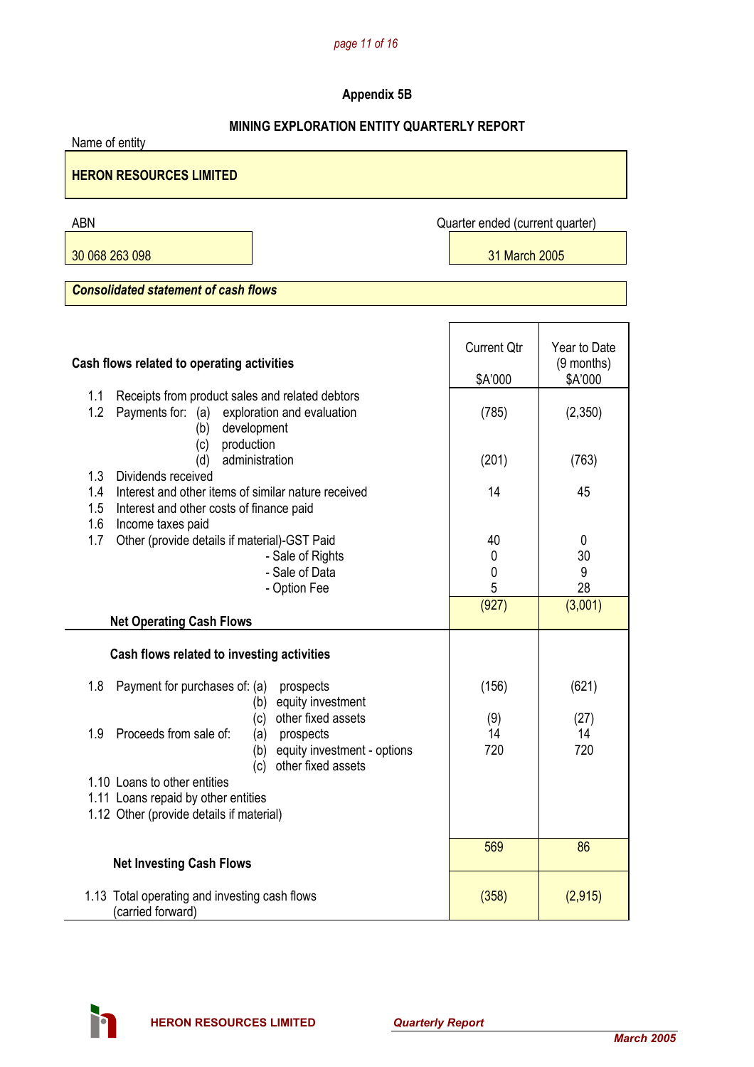# Appendix 5B

## MINING EXPLORATION ENTITY QUARTERLY REPORT

Name of entity

**HERON RESOURCES LIMITED**

| ABN | Quarter ended (current quarter) |
|---|---|
| 30 068 263 098 | 31 March 2005 |

***Consolidated statement of cash flows***

| **Cash flows related to operating activities** | Current Qtr $A'000 | Year to Date (9 months) $A'000 |
|---|---|---|
| 1.1 Receipts from product sales and related debtors | | |
| 1.2 Payments for: (a) exploration and evaluation | (785) | (2,350) |
| (b) development | | |
| (c) production | | |
| (d) administration | (201) | (763) |
| 1.3 Dividends received | | |
| 1.4 Interest and other items of similar nature received | 14 | 45 |
| 1.5 Interest and other costs of finance paid | | |
| 1.6 Income taxes paid | | |
| 1.7 Other (provide details if material)-GST Paid | 40 | 0 |
| - Sale of Rights | 0 | 30 |
| - Sale of Data | 0 | 9 |
| - Option Fee | 5 | 28 |
| **Net Operating Cash Flows** | (927) | (3,001) |
| **Cash flows related to investing activities** | | |
| 1.8 Payment for purchases of: (a) prospects | (156) | (621) |
| (b) equity investment | | |
| (c) other fixed assets | (9) | (27) |
| 1.9 Proceeds from sale of: (a) prospects | 14 | 14 |
| (b) equity investment - options | 720 | 720 |
| (c) other fixed assets | | |
| 1.10 Loans to other entities | | |
| 1.11 Loans repaid by other entities | | |
| 1.12 Other (provide details if material) | | |
| **Net Investing Cash Flows** | 569 | 86 |
| 1.13 Total operating and investing cash flows (carried forward) | (358) | (2,915) |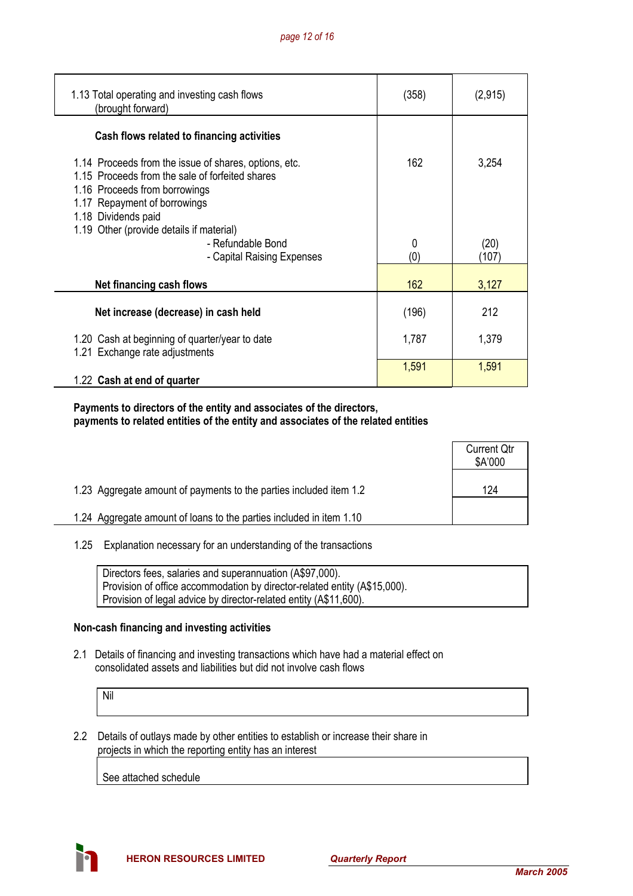| | | |
|---|---|---|
| 1.13 Total operating and investing cash flows (brought forward) | (358) | (2,915) |
| **Cash flows related to financing activities** | | |
| 1.14 Proceeds from the issue of shares, options, etc. | 162 | 3,254 |
| 1.15 Proceeds from the sale of forfeited shares | | |
| 1.16 Proceeds from borrowings | | |
| 1.17 Repayment of borrowings | | |
| 1.18 Dividends paid | | |
| 1.19 Other (provide details if material) | | |
| - Refundable Bond | 0 | (20) |
| - Capital Raising Expenses | (0) | (107) |
| **Net financing cash flows** | 162 | 3,127 |
| **Net increase (decrease) in cash held** | (196) | 212 |
| 1.20 Cash at beginning of quarter/year to date | 1,787 | 1,379 |
| 1.21 Exchange rate adjustments | | |
| 1.22 **Cash at end of quarter** | 1,591 | 1,591 |

**Payments to directors of the entity and associates of the directors, payments to related entities of the entity and associates of the related entities**

| | Current Qtr $A'000 |
|---|---|
| 1.23 Aggregate amount of payments to the parties included item 1.2 | 124 |
| 1.24 Aggregate amount of loans to the parties included in item 1.10 | |

1.25 Explanation necessary for an understanding of the transactions

Directors fees, salaries and superannuation (A$97,000).
Provision of office accommodation by director-related entity (A$15,000).
Provision of legal advice by director-related entity (A$11,600).

**Non-cash financing and investing activities**

2.1 Details of financing and investing transactions which have had a material effect on consolidated assets and liabilities but did not involve cash flows

Nil

2.2 Details of outlays made by other entities to establish or increase their share in projects in which the reporting entity has an interest

See attached schedule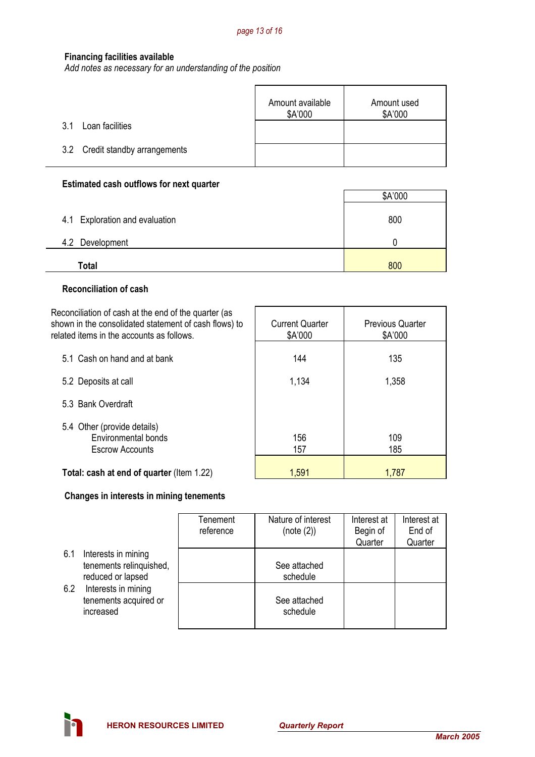**Financing facilities available**
*Add notes as necessary for an understanding of the position*

| | Amount available $A'000 | Amount used $A'000 |
|---|---|---|
| 3.1 Loan facilities | | |
| 3.2 Credit standby arrangements | | |

**Estimated cash outflows for next quarter**

| | $A'000 |
|---|---|
| 4.1 Exploration and evaluation | 800 |
| 4.2 Development | 0 |
| **Total** | 800 |

**Reconciliation of cash**

| Reconciliation of cash at the end of the quarter (as shown in the consolidated statement of cash flows) to related items in the accounts as follows. | Current Quarter $A'000 | Previous Quarter $A'000 |
|---|---|---|
| 5.1 Cash on hand and at bank | 144 | 135 |
| 5.2 Deposits at call | 1,134 | 1,358 |
| 5.3 Bank Overdraft | | |
| 5.4 Other (provide details) | | |
| Environmental bonds | 156 | 109 |
| Escrow Accounts | 157 | 185 |
| **Total: cash at end of quarter** (Item 1.22) | 1,591 | 1,787 |

**Changes in interests in mining tenements**

| | Tenement reference | Nature of interest (note (2)) | Interest at Begin of Quarter | Interest at End of Quarter |
|---|---|---|---|---|
| 6.1 Interests in mining tenements relinquished, reduced or lapsed | | See attached schedule | | |
| 6.2 Interests in mining tenements acquired or increased | | See attached schedule | | |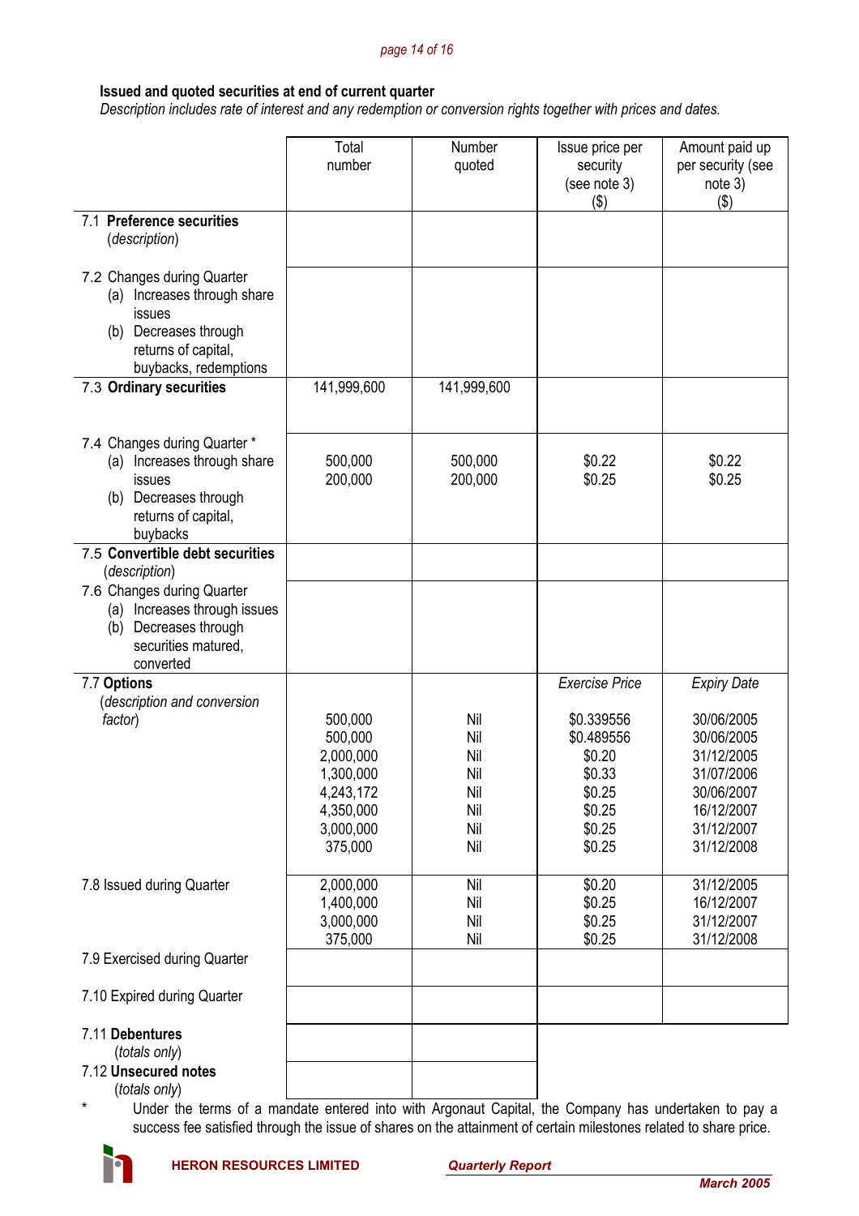**Issued and quoted securities at end of current quarter**

*Description includes rate of interest and any redemption or conversion rights together with prices and dates.*

| | Total number | Number quoted | Issue price per security (see note 3) ($) | Amount paid up per security (see note 3) ($) |
|---|---|---|---|---|
| 7.1 **Preference securities** (*description*) | | | | |
| 7.2 Changes during Quarter<br>(a) Increases through share issues<br>(b) Decreases through returns of capital, buybacks, redemptions | | | | |
| 7.3 **Ordinary securities** | 141,999,600 | 141,999,600 | | |
| 7.4 Changes during Quarter *<br>(a) Increases through share issues<br>(b) Decreases through returns of capital, buybacks | 500,000<br>200,000 | 500,000<br>200,000 | $0.22<br>$0.25 | $0.22<br>$0.25 |
| 7.5 **Convertible debt securities** (*description*) | | | | |
| 7.6 Changes during Quarter<br>(a) Increases through issues<br>(b) Decreases through securities matured, converted | | | | |
| 7.7 **Options** (*description and conversion factor*) | | | *Exercise Price* | *Expiry Date* |
| | 500,000<br>500,000<br>2,000,000<br>1,300,000<br>4,243,172<br>4,350,000<br>3,000,000<br>375,000 | Nil<br>Nil<br>Nil<br>Nil<br>Nil<br>Nil<br>Nil<br>Nil | $0.339556<br>$0.489556<br>$0.20<br>$0.33<br>$0.25<br>$0.25<br>$0.25<br>$0.25 | 30/06/2005<br>30/06/2005<br>31/12/2005<br>31/07/2006<br>30/06/2007<br>16/12/2007<br>31/12/2007<br>31/12/2008 |
| 7.8 Issued during Quarter | 2,000,000<br>1,400,000<br>3,000,000<br>375,000 | Nil<br>Nil<br>Nil<br>Nil | $0.20<br>$0.25<br>$0.25<br>$0.25 | 31/12/2005<br>16/12/2007<br>31/12/2007<br>31/12/2008 |
| 7.9 Exercised during Quarter | | | | |
| 7.10 Expired during Quarter | | | | |
| 7.11 **Debentures** (*totals only*) | | | | |
| 7.12 **Unsecured notes** (*totals only*) | | | | |

\* Under the terms of a mandate entered into with Argonaut Capital, the Company has undertaken to pay a success fee satisfied through the issue of shares on the attainment of certain milestones related to share price.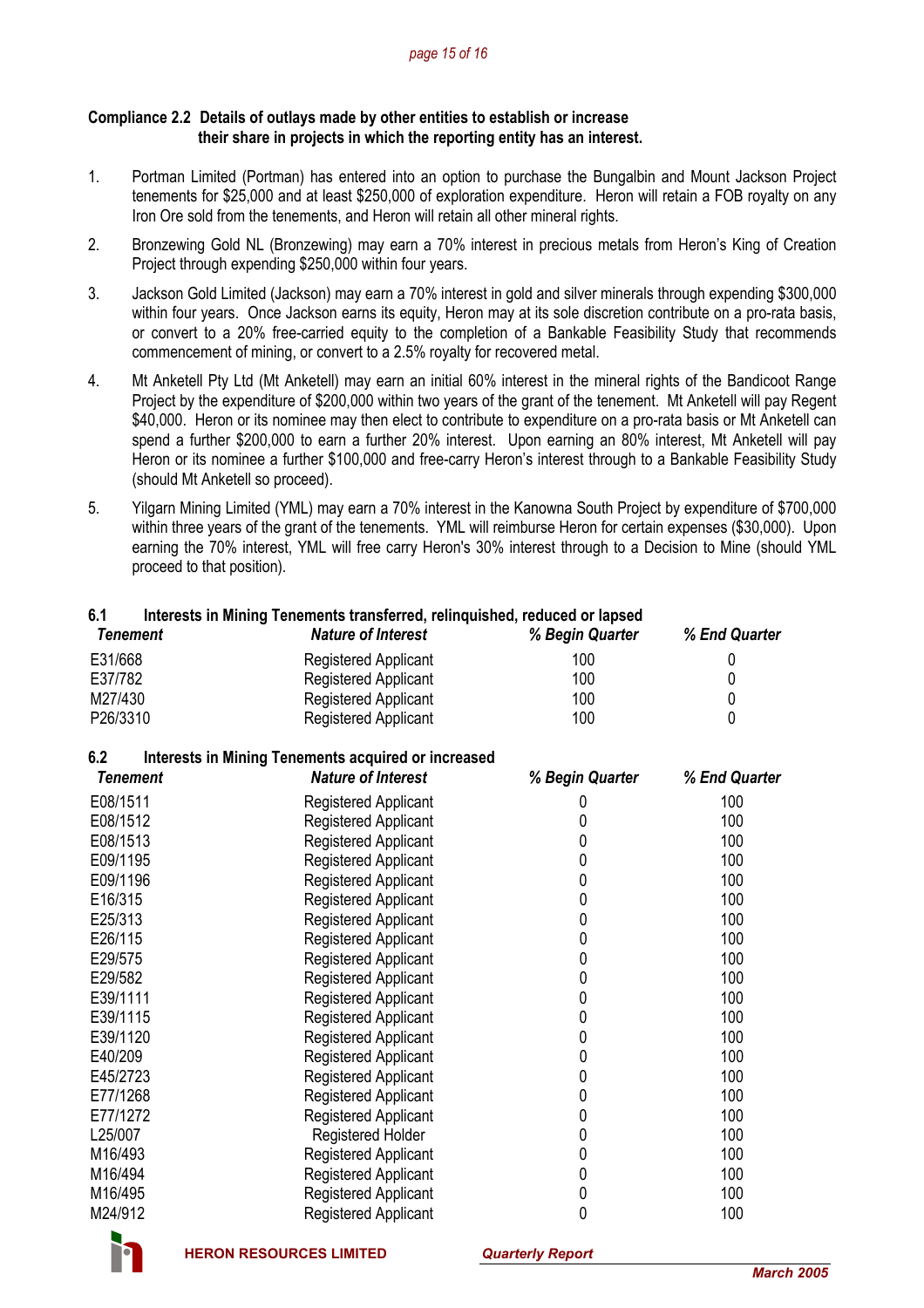**Compliance 2.2 Details of outlays made by other entities to establish or increase their share in projects in which the reporting entity has an interest.**

1. Portman Limited (Portman) has entered into an option to purchase the Bungalbin and Mount Jackson Project tenements for $25,000 and at least $250,000 of exploration expenditure. Heron will retain a FOB royalty on any Iron Ore sold from the tenements, and Heron will retain all other mineral rights.

2. Bronzewing Gold NL (Bronzewing) may earn a 70% interest in precious metals from Heron's King of Creation Project through expending $250,000 within four years.

3. Jackson Gold Limited (Jackson) may earn a 70% interest in gold and silver minerals through expending $300,000 within four years. Once Jackson earns its equity, Heron may at its sole discretion contribute on a pro-rata basis, or convert to a 20% free-carried equity to the completion of a Bankable Feasibility Study that recommends commencement of mining, or convert to a 2.5% royalty for recovered metal.

4. Mt Anketell Pty Ltd (Mt Anketell) may earn an initial 60% interest in the mineral rights of the Bandicoot Range Project by the expenditure of $200,000 within two years of the grant of the tenement. Mt Anketell will pay Regent $40,000. Heron or its nominee may then elect to contribute to expenditure on a pro-rata basis or Mt Anketell can spend a further $200,000 to earn a further 20% interest. Upon earning an 80% interest, Mt Anketell will pay Heron or its nominee a further $100,000 and free-carry Heron's interest through to a Bankable Feasibility Study (should Mt Anketell so proceed).

5. Yilgarn Mining Limited (YML) may earn a 70% interest in the Kanowna South Project by expenditure of $700,000 within three years of the grant of the tenements. YML will reimburse Heron for certain expenses ($30,000). Upon earning the 70% interest, YML will free carry Heron's 30% interest through to a Decision to Mine (should YML proceed to that position).

**6.1 Interests in Mining Tenements transferred, relinquished, reduced or lapsed**

| *Tenement* | *Nature of Interest* | *% Begin Quarter* | *% End Quarter* |
|---|---|---|---|
| E31/668 | Registered Applicant | 100 | 0 |
| E37/782 | Registered Applicant | 100 | 0 |
| M27/430 | Registered Applicant | 100 | 0 |
| P26/3310 | Registered Applicant | 100 | 0 |

**6.2 Interests in Mining Tenements acquired or increased**

| *Tenement* | *Nature of Interest* | *% Begin Quarter* | *% End Quarter* |
|---|---|---|---|
| E08/1511 | Registered Applicant | 0 | 100 |
| E08/1512 | Registered Applicant | 0 | 100 |
| E08/1513 | Registered Applicant | 0 | 100 |
| E09/1195 | Registered Applicant | 0 | 100 |
| E09/1196 | Registered Applicant | 0 | 100 |
| E16/315 | Registered Applicant | 0 | 100 |
| E25/313 | Registered Applicant | 0 | 100 |
| E26/115 | Registered Applicant | 0 | 100 |
| E29/575 | Registered Applicant | 0 | 100 |
| E29/582 | Registered Applicant | 0 | 100 |
| E39/1111 | Registered Applicant | 0 | 100 |
| E39/1115 | Registered Applicant | 0 | 100 |
| E39/1120 | Registered Applicant | 0 | 100 |
| E40/209 | Registered Applicant | 0 | 100 |
| E45/2723 | Registered Applicant | 0 | 100 |
| E77/1268 | Registered Applicant | 0 | 100 |
| E77/1272 | Registered Applicant | 0 | 100 |
| L25/007 | Registered Holder | 0 | 100 |
| M16/493 | Registered Applicant | 0 | 100 |
| M16/494 | Registered Applicant | 0 | 100 |
| M16/495 | Registered Applicant | 0 | 100 |
| M24/912 | Registered Applicant | 0 | 100 |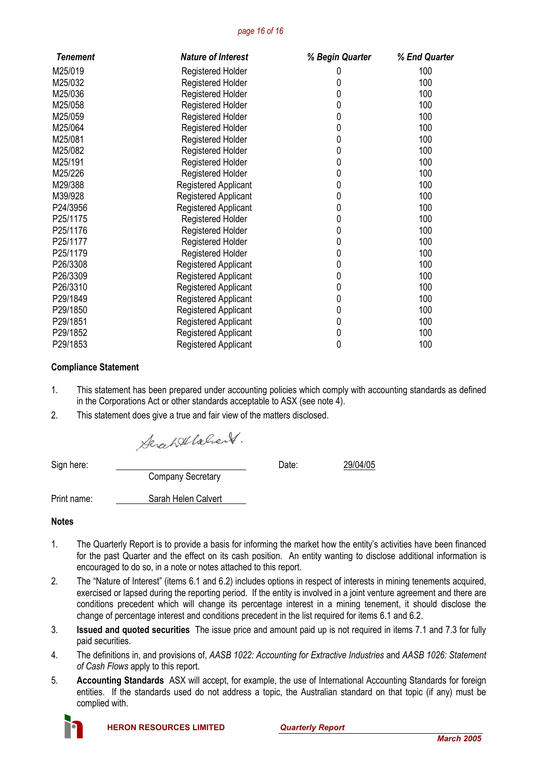| Tenement | Nature of Interest | % Begin Quarter | % End Quarter |
|---|---|---|---|
| M25/019 | Registered Holder | 0 | 100 |
| M25/032 | Registered Holder | 0 | 100 |
| M25/036 | Registered Holder | 0 | 100 |
| M25/058 | Registered Holder | 0 | 100 |
| M25/059 | Registered Holder | 0 | 100 |
| M25/064 | Registered Holder | 0 | 100 |
| M25/081 | Registered Holder | 0 | 100 |
| M25/082 | Registered Holder | 0 | 100 |
| M25/191 | Registered Holder | 0 | 100 |
| M25/226 | Registered Holder | 0 | 100 |
| M29/388 | Registered Applicant | 0 | 100 |
| M39/928 | Registered Applicant | 0 | 100 |
| P24/3956 | Registered Applicant | 0 | 100 |
| P25/1175 | Registered Holder | 0 | 100 |
| P25/1176 | Registered Holder | 0 | 100 |
| P25/1177 | Registered Holder | 0 | 100 |
| P25/1179 | Registered Holder | 0 | 100 |
| P26/3308 | Registered Applicant | 0 | 100 |
| P26/3309 | Registered Applicant | 0 | 100 |
| P26/3310 | Registered Applicant | 0 | 100 |
| P29/1849 | Registered Applicant | 0 | 100 |
| P29/1850 | Registered Applicant | 0 | 100 |
| P29/1851 | Registered Applicant | 0 | 100 |
| P29/1852 | Registered Applicant | 0 | 100 |
| P29/1853 | Registered Applicant | 0 | 100 |

**Compliance Statement**

1. This statement has been prepared under accounting policies which comply with accounting standards as defined in the Corporations Act or other standards acceptable to ASX (see note 4).
2. This statement does give a true and fair view of the matters disclosed.

Sign here: ______________________ Date: 29/04/05
Company Secretary

Print name: Sarah Helen Calvert

**Notes**

1. The Quarterly Report is to provide a basis for informing the market how the entity's activities have been financed for the past Quarter and the effect on its cash position. An entity wanting to disclose additional information is encouraged to do so, in a note or notes attached to this report.
2. The "Nature of Interest" (items 6.1 and 6.2) includes options in respect of interests in mining tenements acquired, exercised or lapsed during the reporting period. If the entity is involved in a joint venture agreement and there are conditions precedent which will change its percentage interest in a mining tenement, it should disclose the change of percentage interest and conditions precedent in the list required for items 6.1 and 6.2.
3. **Issued and quoted securities** The issue price and amount paid up is not required in items 7.1 and 7.3 for fully paid securities.
4. The definitions in, and provisions of, *AASB 1022: Accounting for Extractive Industries* and *AASB 1026: Statement of Cash Flows* apply to this report.
5. **Accounting Standards** ASX will accept, for example, the use of International Accounting Standards for foreign entities. If the standards used do not address a topic, the Australian standard on that topic (if any) must be complied with.